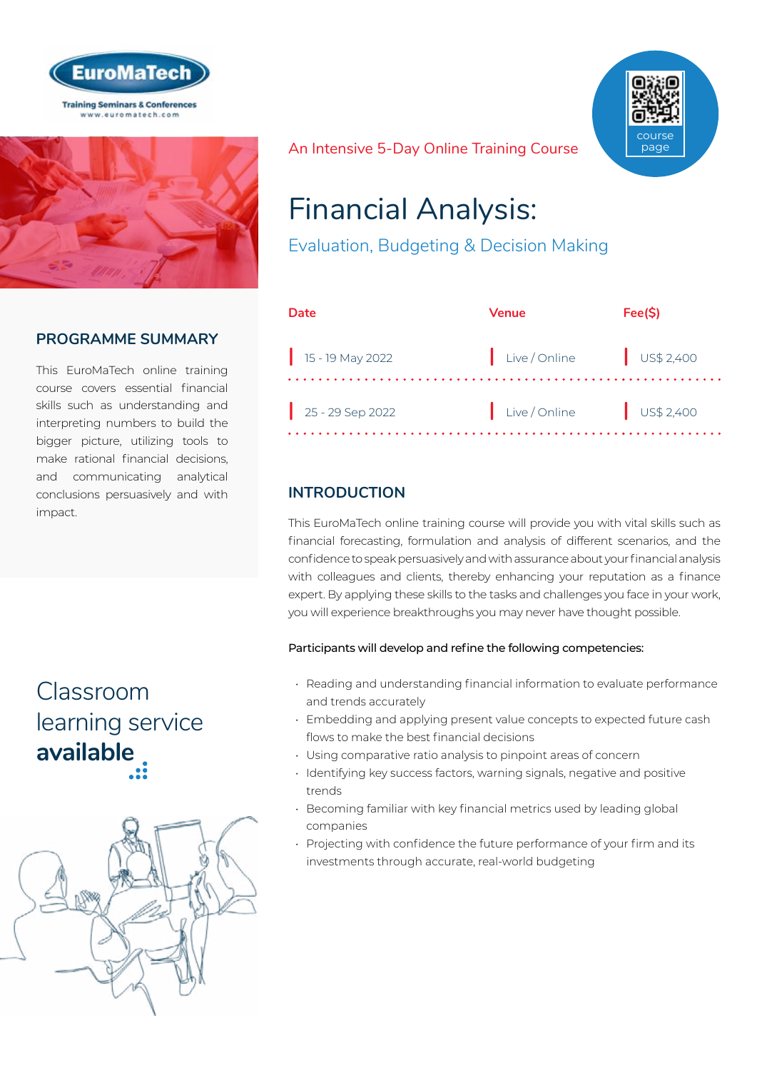EuroMaTech

Training Seminars & Conferences
www.euromatech.com

An Intensive 5-Day Online Training Course

course page

# Financial Analysis:

## Evaluation, Budgeting & Decision Making

| Date | Venue | Fee($) |
|---|---|---|
| 15 - 19 May 2022 | Live / Online | US$ 2,400 |
| 25 - 29 Sep 2022 | Live / Online | US$ 2,400 |

## PROGRAMME SUMMARY

This EuroMaTech online training course covers essential financial skills such as understanding and interpreting numbers to build the bigger picture, utilizing tools to make rational financial decisions, and communicating analytical conclusions persuasively and with impact.

Classroom learning service **available**

## INTRODUCTION

This EuroMaTech online training course will provide you with vital skills such as financial forecasting, formulation and analysis of different scenarios, and the confidence to speak persuasively and with assurance about your financial analysis with colleagues and clients, thereby enhancing your reputation as a finance expert. By applying these skills to the tasks and challenges you face in your work, you will experience breakthroughs you may never have thought possible.

**Participants will develop and refine the following competencies:**

- Reading and understanding financial information to evaluate performance and trends accurately
- Embedding and applying present value concepts to expected future cash flows to make the best financial decisions
- Using comparative ratio analysis to pinpoint areas of concern
- Identifying key success factors, warning signals, negative and positive trends
- Becoming familiar with key financial metrics used by leading global companies
- Projecting with confidence the future performance of your firm and its investments through accurate, real-world budgeting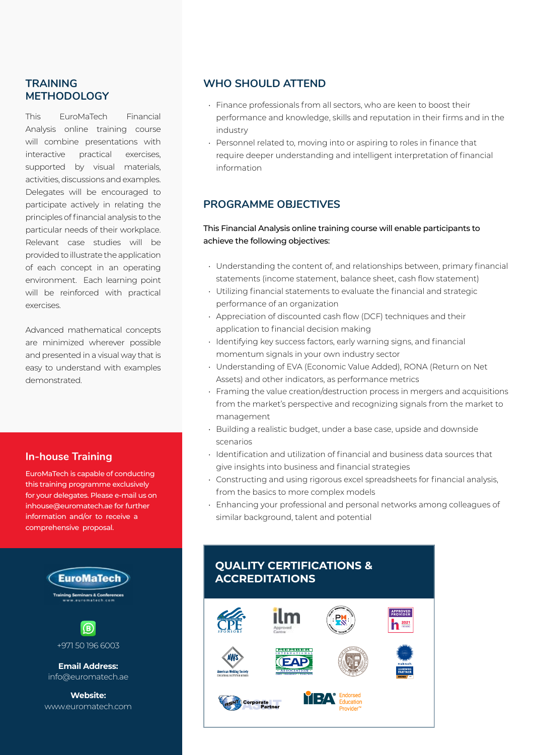## TRAINING METHODOLOGY

This EuroMaTech Financial Analysis online training course will combine presentations with interactive practical exercises, supported by visual materials, activities, discussions and examples. Delegates will be encouraged to participate actively in relating the principles of financial analysis to the particular needs of their workplace. Relevant case studies will be provided to illustrate the application of each concept in an operating environment. Each learning point will be reinforced with practical exercises.

Advanced mathematical concepts are minimized wherever possible and presented in a visual way that is easy to understand with examples demonstrated.

## In-house Training

EuroMaTech is capable of conducting this training programme exclusively for your delegates. Please e-mail us on inhouse@euromatech.ae for further information and/or to receive a comprehensive proposal.

EuroMaTech
Training Seminars & Conferences
www.euromatech.com

+971 50 196 6003

**Email Address:**
info@euromatech.ae

**Website:**
www.euromatech.com

## WHO SHOULD ATTEND

- Finance professionals from all sectors, who are keen to boost their performance and knowledge, skills and reputation in their firms and in the industry
- Personnel related to, moving into or aspiring to roles in finance that require deeper understanding and intelligent interpretation of financial information

## PROGRAMME OBJECTIVES

This Financial Analysis online training course will enable participants to achieve the following objectives:

- Understanding the content of, and relationships between, primary financial statements (income statement, balance sheet, cash flow statement)
- Utilizing financial statements to evaluate the financial and strategic performance of an organization
- Appreciation of discounted cash flow (DCF) techniques and their application to financial decision making
- Identifying key success factors, early warning signs, and financial momentum signals in your own industry sector
- Understanding of EVA (Economic Value Added), RONA (Return on Net Assets) and other indicators, as performance metrics
- Framing the value creation/destruction process in mergers and acquisitions from the market's perspective and recognizing signals from the market to management
- Building a realistic budget, under a base case, upside and downside scenarios
- Identification and utilization of financial and business data sources that give insights into business and financial strategies
- Constructing and using rigorous excel spreadsheets for financial analysis, from the basics to more complex models
- Enhancing your professional and personal networks among colleagues of similar background, talent and potential

## QUALITY CERTIFICATIONS & ACCREDITATIONS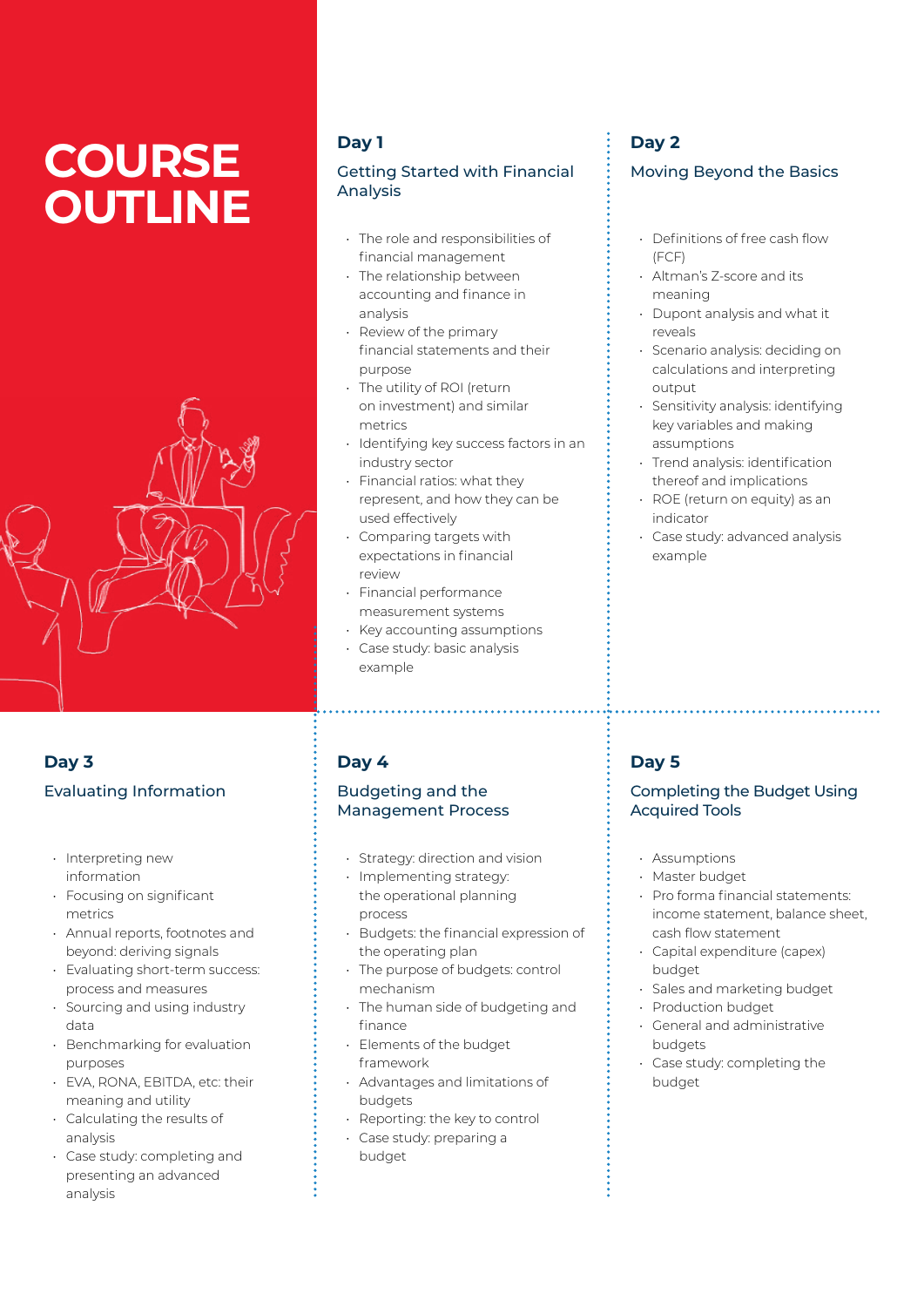# COURSE OUTLINE

## Day 1

### Getting Started with Financial Analysis

- The role and responsibilities of financial management
- The relationship between accounting and finance in analysis
- Review of the primary financial statements and their purpose
- The utility of ROI (return on investment) and similar metrics
- Identifying key success factors in an industry sector
- Financial ratios: what they represent, and how they can be used effectively
- Comparing targets with expectations in financial review
- Financial performance measurement systems
- Key accounting assumptions
- Case study: basic analysis example

## Day 2

### Moving Beyond the Basics

- Definitions of free cash flow (FCF)
- Altman's Z-score and its meaning
- Dupont analysis and what it reveals
- Scenario analysis: deciding on calculations and interpreting output
- Sensitivity analysis: identifying key variables and making assumptions
- Trend analysis: identification thereof and implications
- ROE (return on equity) as an indicator
- Case study: advanced analysis example

## Day 3

### Evaluating Information

- Interpreting new information
- Focusing on significant metrics
- Annual reports, footnotes and beyond: deriving signals
- Evaluating short-term success: process and measures
- Sourcing and using industry data
- Benchmarking for evaluation purposes
- EVA, RONA, EBITDA, etc: their meaning and utility
- Calculating the results of analysis
- Case study: completing and presenting an advanced analysis

## Day 4

### Budgeting and the Management Process

- Strategy: direction and vision
- Implementing strategy: the operational planning process
- Budgets: the financial expression of the operating plan
- The purpose of budgets: control mechanism
- The human side of budgeting and finance
- Elements of the budget framework
- Advantages and limitations of budgets
- Reporting: the key to control
- Case study: preparing a budget

## Day 5

### Completing the Budget Using Acquired Tools

- Assumptions
- Master budget
- Pro forma financial statements: income statement, balance sheet, cash flow statement
- Capital expenditure (capex) budget
- Sales and marketing budget
- Production budget
- General and administrative budgets
- Case study: completing the budget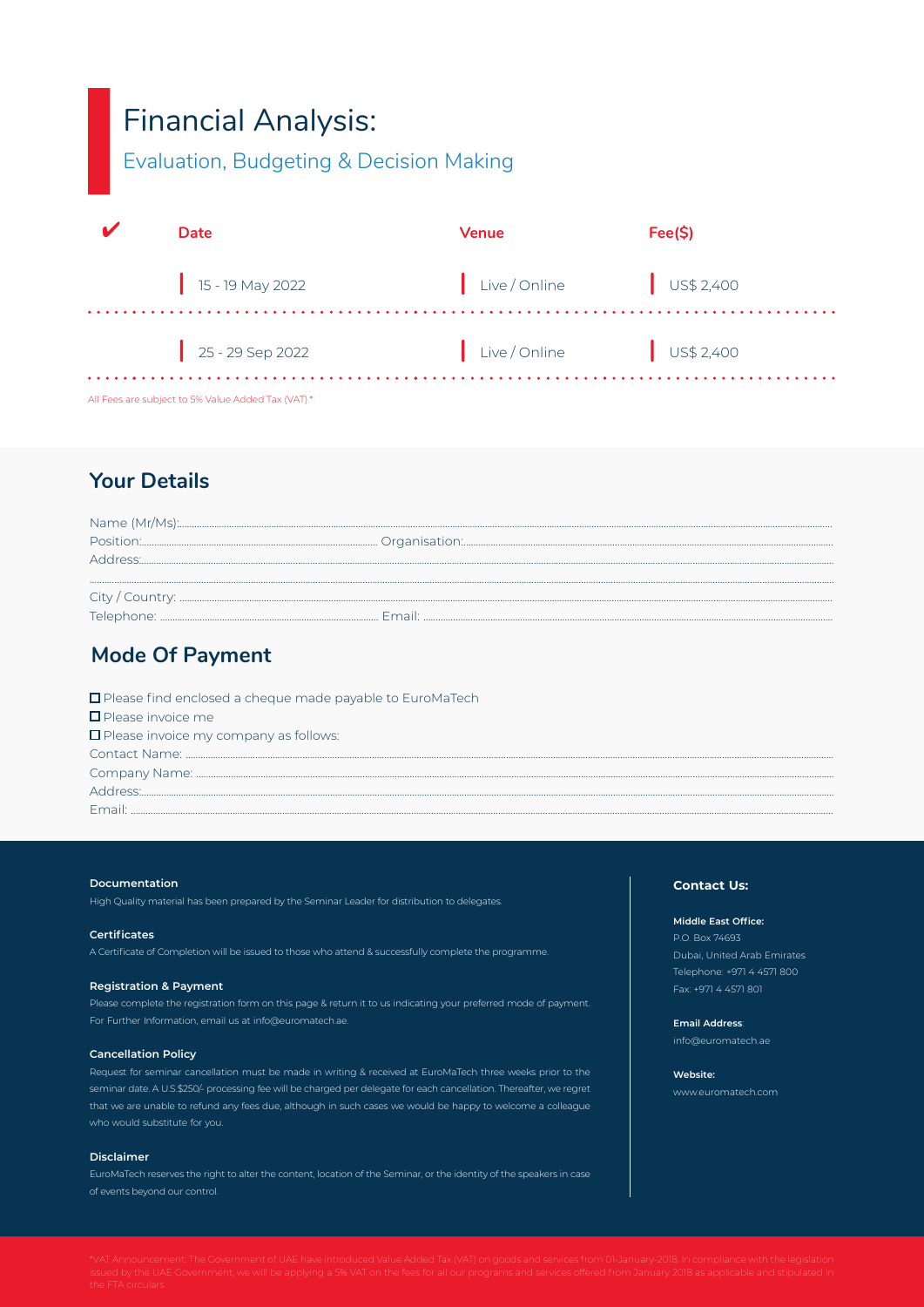# Financial Analysis:

## Evaluation, Budgeting & Decision Making

| ✔ | Date | Venue | Fee($) |
|---|---|---|---|
| | 15 - 19 May 2022 | Live / Online | US$ 2,400 |
| | 25 - 29 Sep 2022 | Live / Online | US$ 2,400 |

All Fees are subject to 5% Value Added Tax (VAT).*

## Your Details

Name (Mr/Ms):

Position: Organisation:

Address:

City / Country:

Telephone: Email:

## Mode Of Payment

- ☐ Please find enclosed a cheque made payable to EuroMaTech
- ☐ Please invoice me
- ☐ Please invoice my company as follows:

Contact Name:

Company Name:

Address:

Email:

### Documentation

High Quality material has been prepared by the Seminar Leader for distribution to delegates.

### Certificates

A Certificate of Completion will be issued to those who attend & successfully complete the programme.

### Registration & Payment

Please complete the registration form on this page & return it to us indicating your preferred mode of payment. For Further Information, email us at info@euromatech.ae.

### Cancellation Policy

Request for seminar cancellation must be made in writing & received at EuroMaTech three weeks prior to the seminar date. A U.S.$250/- processing fee will be charged per delegate for each cancellation. Thereafter, we regret that we are unable to refund any fees due, although in such cases we would be happy to welcome a colleague who would substitute for you.

### Disclaimer

EuroMaTech reserves the right to alter the content, location of the Seminar, or the identity of the speakers in case of events beyond our control.

### Contact Us:

**Middle East Office:**
P.O. Box 74693
Dubai, United Arab Emirates
Telephone: +971 4 4571 800
Fax: +971 4 4571 801

**Email Address**
info@euromatech.ae

**Website:**
www.euromatech.com

*VAT Announcement: The Government of UAE have introduced Value Added Tax (VAT) on goods and services from 01-January-2018. In compliance with the legislation issued by the UAE Government, we will be applying a 5% VAT on the fees for all our programs and services offered from January 2018 as applicable and stipulated in the FTA circulars.